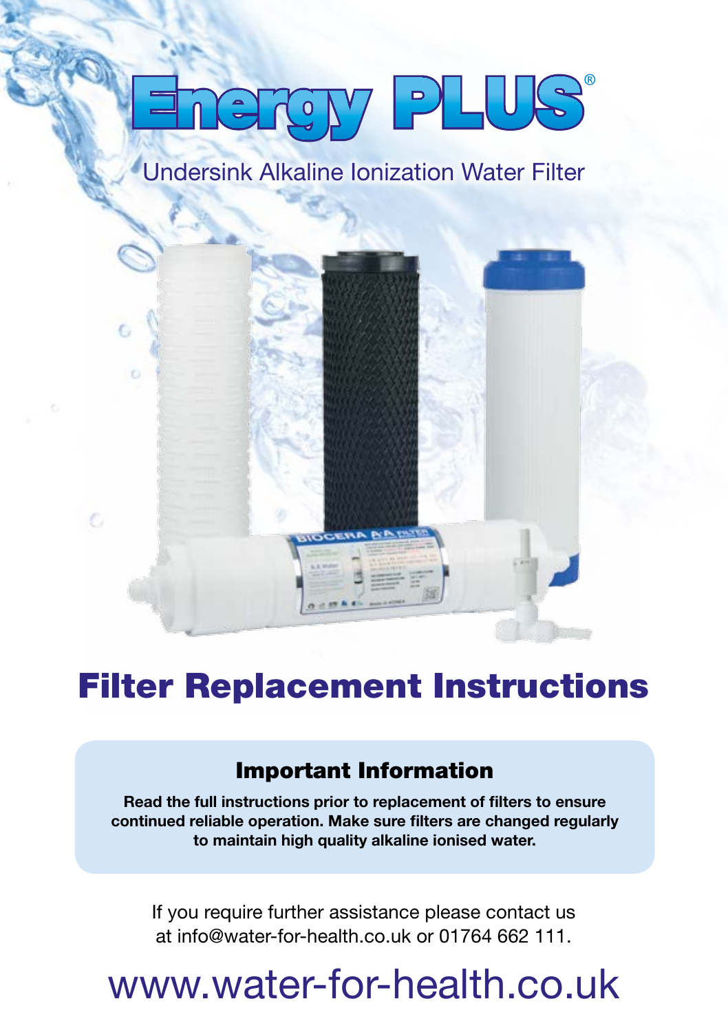# Energy PLUS®

Undersink Alkaline Ionization Water Filter

# Filter Replacement Instructions

## Important Information

**Read the full instructions prior to replacement of filters to ensure continued reliable operation. Make sure filters are changed regularly to maintain high quality alkaline ionised water.**

If you require further assistance please contact us at info@water-for-health.co.uk or 01764 662 111.

www.water-for-health.co.uk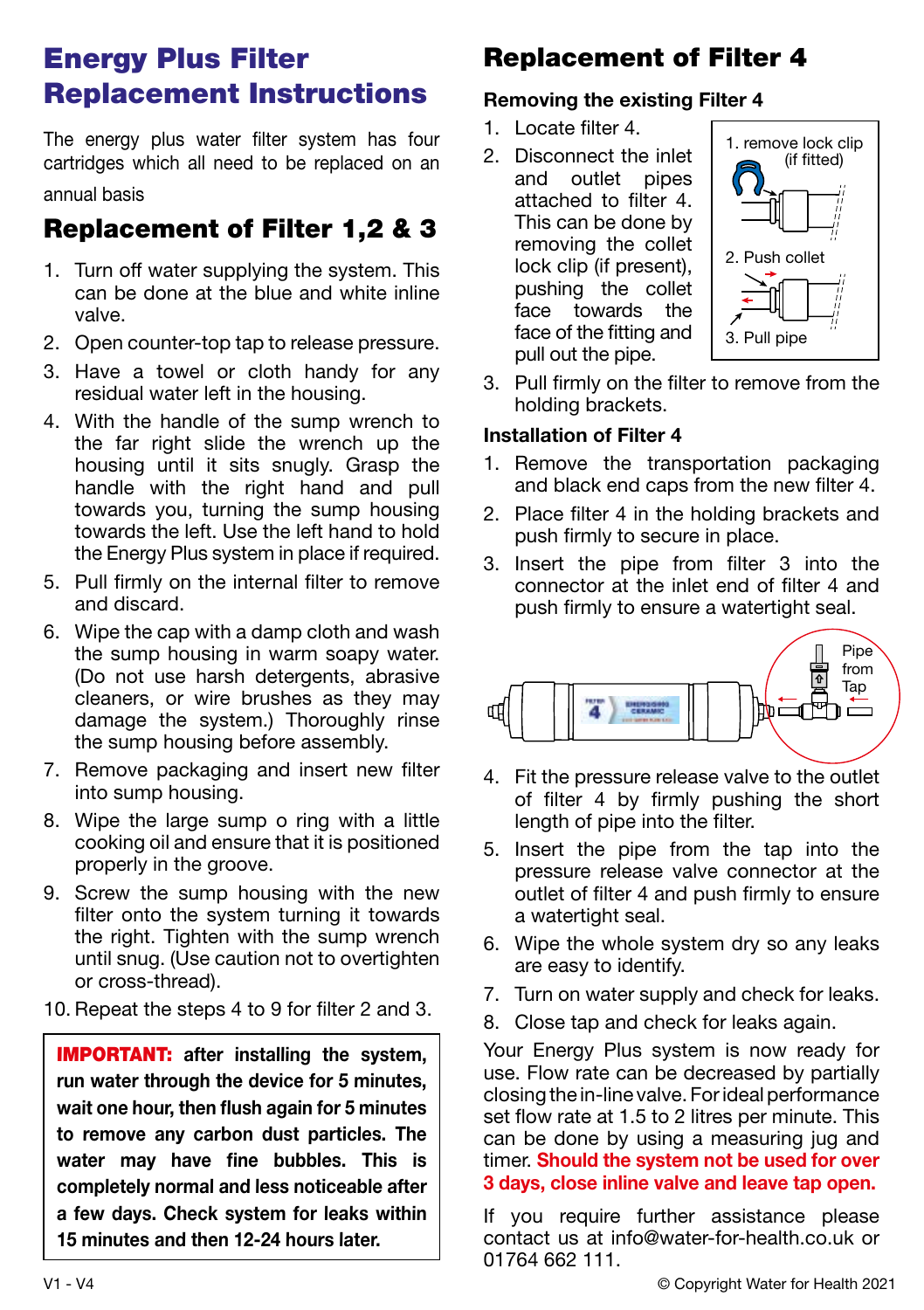# Energy Plus Filter Replacement Instructions

The energy plus water filter system has four cartridges which all need to be replaced on an annual basis

## Replacement of Filter 1,2 & 3

1. Turn off water supplying the system. This can be done at the blue and white inline valve.
2. Open counter-top tap to release pressure.
3. Have a towel or cloth handy for any residual water left in the housing.
4. With the handle of the sump wrench to the far right slide the wrench up the housing until it sits snugly. Grasp the handle with the right hand and pull towards you, turning the sump housing towards the left. Use the left hand to hold the Energy Plus system in place if required.
5. Pull firmly on the internal filter to remove and discard.
6. Wipe the cap with a damp cloth and wash the sump housing in warm soapy water. (Do not use harsh detergents, abrasive cleaners, or wire brushes as they may damage the system.) Thoroughly rinse the sump housing before assembly.
7. Remove packaging and insert new filter into sump housing.
8. Wipe the large sump o ring with a little cooking oil and ensure that it is positioned properly in the groove.
9. Screw the sump housing with the new filter onto the system turning it towards the right. Tighten with the sump wrench until snug. (Use caution not to overtighten or cross-thread).
10. Repeat the steps 4 to 9 for filter 2 and 3.

**IMPORTANT: after installing the system, run water through the device for 5 minutes, wait one hour, then flush again for 5 minutes to remove any carbon dust particles. The water may have fine bubbles. This is completely normal and less noticeable after a few days. Check system for leaks within 15 minutes and then 12-24 hours later.**

## Replacement of Filter 4

### Removing the existing Filter 4

1. Locate filter 4.
2. Disconnect the inlet and outlet pipes attached to filter 4. This can be done by removing the collet lock clip (if present), pushing the collet face towards the face of the fitting and pull out the pipe.
3. Pull firmly on the filter to remove from the holding brackets.

1. remove lock clip (if fitted)
2. Push collet
3. Pull pipe

### Installation of Filter 4

1. Remove the transportation packaging and black end caps from the new filter 4.
2. Place filter 4 in the holding brackets and push firmly to secure in place.
3. Insert the pipe from filter 3 into the connector at the inlet end of filter 4 and push firmly to ensure a watertight seal.

Pipe from Tap

4. Fit the pressure release valve to the outlet of filter 4 by firmly pushing the short length of pipe into the filter.
5. Insert the pipe from the tap into the pressure release valve connector at the outlet of filter 4 and push firmly to ensure a watertight seal.
6. Wipe the whole system dry so any leaks are easy to identify.
7. Turn on water supply and check for leaks.
8. Close tap and check for leaks again.

Your Energy Plus system is now ready for use. Flow rate can be decreased by partially closing the in-line valve. For ideal performance set flow rate at 1.5 to 2 litres per minute. This can be done by using a measuring jug and timer. **Should the system not be used for over 3 days, close inline valve and leave tap open.**

If you require further assistance please contact us at info@water-for-health.co.uk or 01764 662 111.

V1 - V4

© Copyright Water for Health 2021